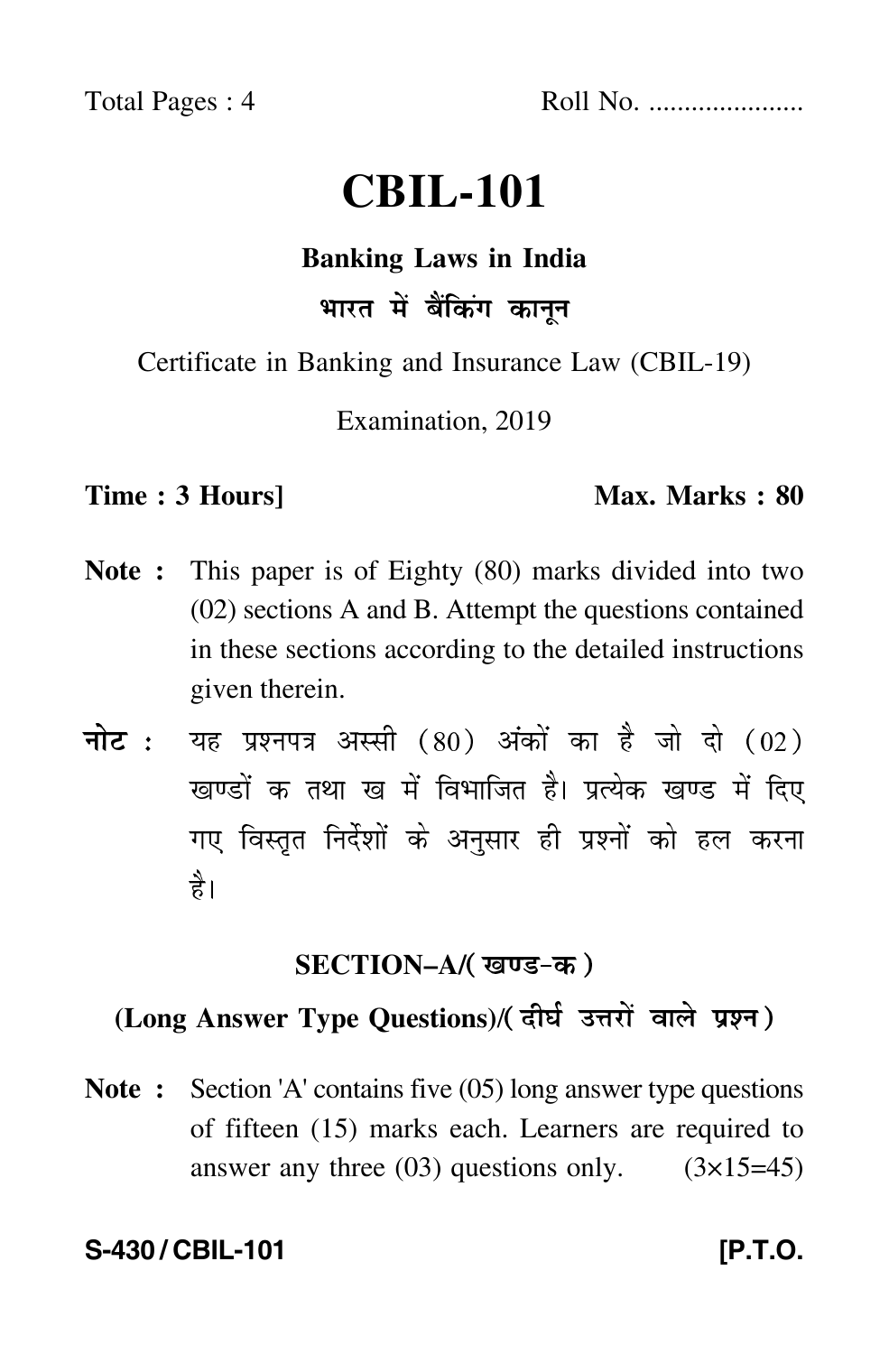Total Pages : 4

Roll No. .....................

# CBIL-101

**Banking Laws in India**

**भारत में बैंकिंग कानून**

Certificate in Banking and Insurance Law (CBIL-19)

Examination, 2019

**Time : 3 Hours]** **Max. Marks : 80**

**Note :** This paper is of Eighty (80) marks divided into two (02) sections A and B. Attempt the questions contained in these sections according to the detailed instructions given therein.

**नोट :** यह प्रश्नपत्र अस्सी (80) अंकों का है जो दो (02) खण्डों क तथा ख में विभाजित है। प्रत्येक खण्ड में दिए गए विस्तृत निर्देशों के अनुसार ही प्रश्नों को हल करना है।

## SECTION–A/(खण्ड–क)

### (Long Answer Type Questions)/(दीर्घ उत्तरों वाले प्रश्न)

**Note :** Section 'A' contains five (05) long answer type questions of fifteen (15) marks each. Learners are required to answer any three (03) questions only. (3×15=45)

**S-430 / CBIL-101** **[P.T.O.**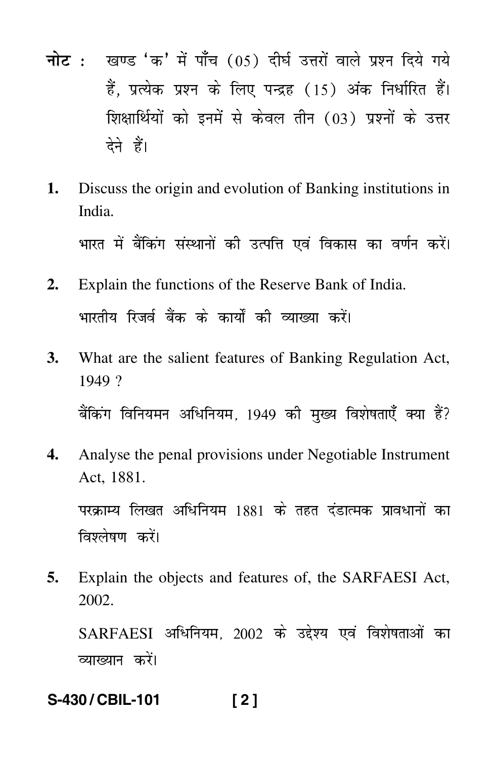**नोट :** खण्ड 'क' में पाँच (05) दीर्घ उत्तरों वाले प्रश्न दिये गये हैं, प्रत्येक प्रश्न के लिए पन्द्रह (15) अंक निर्धारित हैं। शिक्षार्थियों को इनमें से केवल तीन (03) प्रश्नों के उत्तर देने हैं।

**1.** Discuss the origin and evolution of Banking institutions in India.

भारत में बैंकिंग संस्थानों की उत्पत्ति एवं विकास का वर्णन करें।

**2.** Explain the functions of the Reserve Bank of India.

भारतीय रिजर्व बैंक के कार्यों की व्याख्या करें।

**3.** What are the salient features of Banking Regulation Act, 1949 ?

बैंकिंग विनियमन अधिनियम, 1949 की मुख्य विशेषताएँ क्या हैं?

**4.** Analyse the penal provisions under Negotiable Instrument Act, 1881.

परक्राम्य लिखत अधिनियम 1881 के तहत दंडात्मक प्रावधानों का विश्लेषण करें।

**5.** Explain the objects and features of, the SARFAESI Act, 2002.

SARFAESI अधिनियम, 2002 के उद्देश्य एवं विशेषताओं का व्याख्यान करें।

S-430 / CBIL-101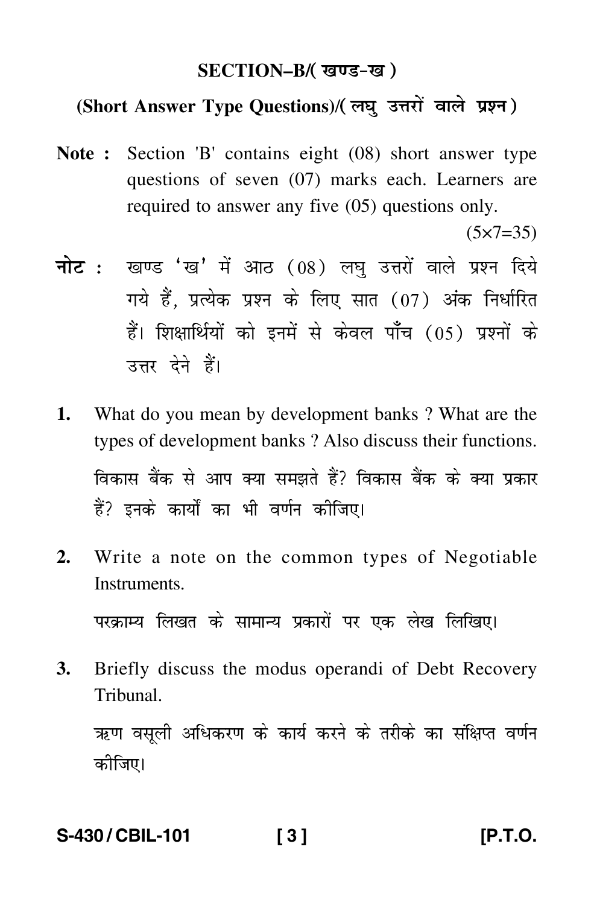## SECTION–B/( खण्ड-ख )

### (Short Answer Type Questions)/( लघु उत्तरों वाले प्रश्न )

**Note :** Section 'B' contains eight (08) short answer type questions of seven (07) marks each. Learners are required to answer any five (05) questions only.

(5×7=35)

**नोट :** खण्ड 'ख' में आठ (08) लघु उत्तरों वाले प्रश्न दिये गये हैं, प्रत्येक प्रश्न के लिए सात (07) अंक निर्धारित हैं। शिक्षार्थियों को इनमें से केवल पाँच (05) प्रश्नों के उत्तर देने हैं।

**1.** What do you mean by development banks ? What are the types of development banks ? Also discuss their functions.

विकास बैंक से आप क्या समझते हैं? विकास बैंक के क्या प्रकार हैं? इनके कार्यों का भी वर्णन कीजिए।

**2.** Write a note on the common types of Negotiable Instruments.

परक्राम्य लिखत के सामान्य प्रकारों पर एक लेख लिखिए।

**3.** Briefly discuss the modus operandi of Debt Recovery Tribunal.

ऋण वसूली अधिकरण के कार्य करने के तरीके का संक्षिप्त वर्णन कीजिए।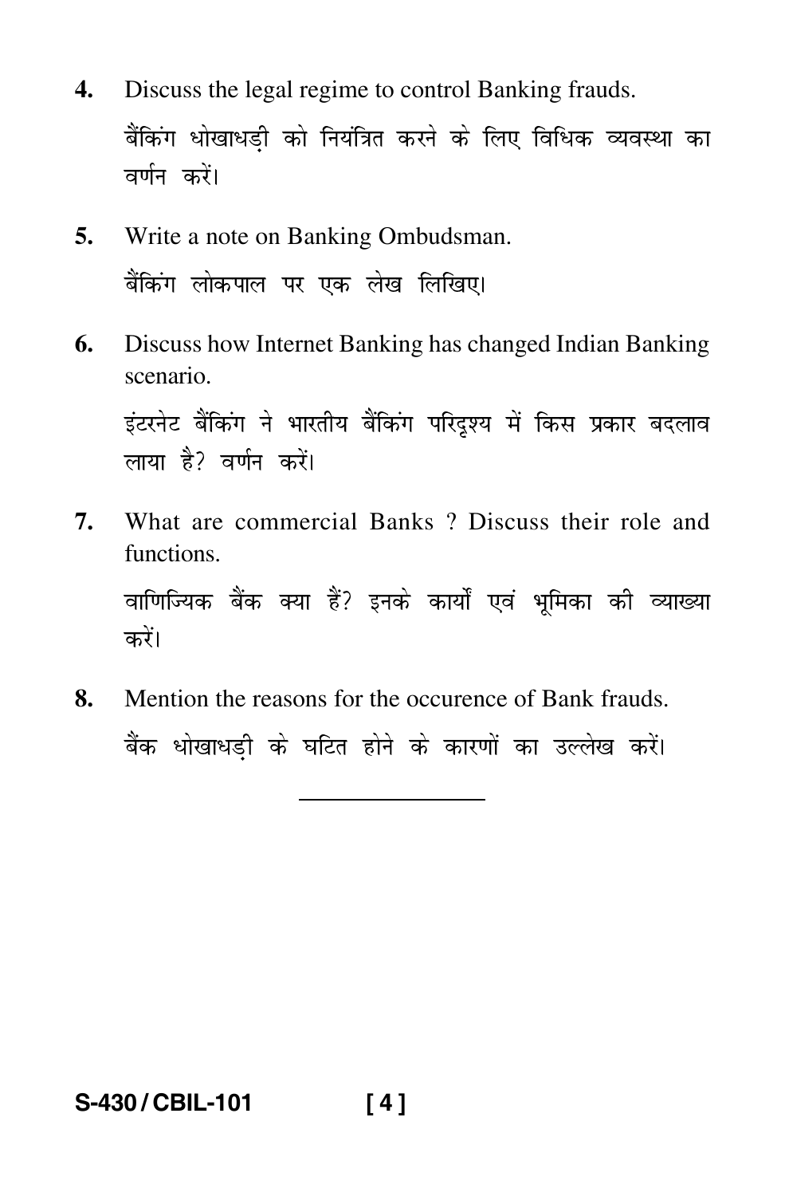4. Discuss the legal regime to control Banking frauds.

   बैंकिंग धोखाधड़ी को नियंत्रित करने के लिए विधिक व्यवस्था का वर्णन करें।

5. Write a note on Banking Ombudsman.

   बैंकिंग लोकपाल पर एक लेख लिखिए।

6. Discuss how Internet Banking has changed Indian Banking scenario.

   इंटरनेट बैंकिंग ने भारतीय बैंकिंग परिदृश्य में किस प्रकार बदलाव लाया है? वर्णन करें।

7. What are commercial Banks ? Discuss their role and functions.

   वाणिज्यिक बैंक क्या हैं? इनके कार्यों एवं भूमिका की व्याख्या करें।

8. Mention the reasons for the occurence of Bank frauds.

   बैंक धोखाधड़ी के घटित होने के कारणों का उल्लेख करें।

---

S-430 / CBIL-101